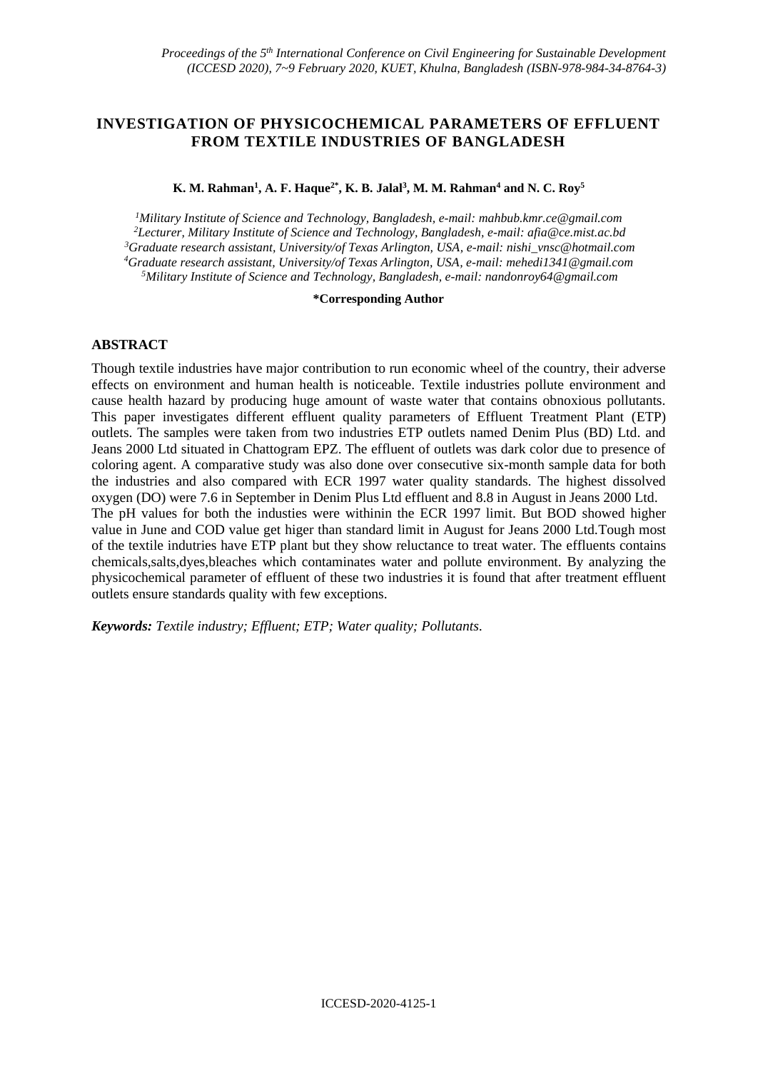# INVESTIGATION OF PHYSICOCHEMICAL PARAMETERS OF EFFLUENT FROM TEXTILE INDUSTRIES OF BANGLADESH

**K. M. Rahman[1], A. F. Haque[2*], K. B. Jalal[3], M. M. Rahman[4] and N. C. Roy[5]**

*[1]Military Institute of Science and Technology, Bangladesh, e-mail: mahbub.kmr.ce@gmail.com*
*[2]Lecturer, Military Institute of Science and Technology, Bangladesh, e-mail: afia@ce.mist.ac.bd*
*[3]Graduate research assistant, University/of Texas Arlington, USA, e-mail: nishi_vnsc@hotmail.com*
*[4]Graduate research assistant, University/of Texas Arlington, USA, e-mail: mehedi1341@gmail.com*
*[5]Military Institute of Science and Technology, Bangladesh, e-mail: nandonroy64@gmail.com*

**\*Corresponding Author**

## ABSTRACT

Though textile industries have major contribution to run economic wheel of the country, their adverse effects on environment and human health is noticeable. Textile industries pollute environment and cause health hazard by producing huge amount of waste water that contains obnoxious pollutants. This paper investigates different effluent quality parameters of Effluent Treatment Plant (ETP) outlets. The samples were taken from two industries ETP outlets named Denim Plus (BD) Ltd. and Jeans 2000 Ltd situated in Chattogram EPZ. The effluent of outlets was dark color due to presence of coloring agent. A comparative study was also done over consecutive six-month sample data for both the industries and also compared with ECR 1997 water quality standards. The highest dissolved oxygen (DO) were 7.6 in September in Denim Plus Ltd effluent and 8.8 in August in Jeans 2000 Ltd.
The pH values for both the industies were withinin the ECR 1997 limit. But BOD showed higher value in June and COD value get higer than standard limit in August for Jeans 2000 Ltd.Tough most of the textile indutries have ETP plant but they show reluctance to treat water. The effluents contains chemicals,salts,dyes,bleaches which contaminates water and pollute environment. By analyzing the physicochemical parameter of effluent of these two industries it is found that after treatment effluent outlets ensure standards quality with few exceptions.

***Keywords:*** *Textile industry; Effluent; ETP; Water quality; Pollutants.*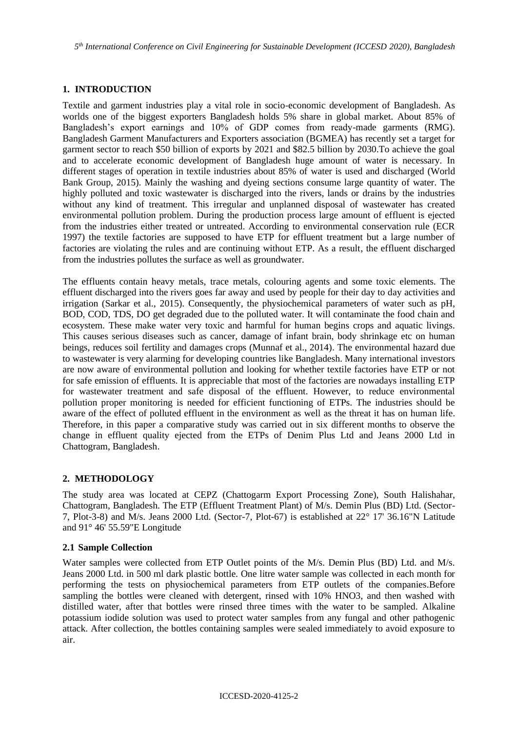## 1. INTRODUCTION

Textile and garment industries play a vital role in socio-economic development of Bangladesh. As worlds one of the biggest exporters Bangladesh holds 5% share in global market. About 85% of Bangladesh's export earnings and 10% of GDP comes from ready-made garments (RMG). Bangladesh Garment Manufacturers and Exporters association (BGMEA) has recently set a target for garment sector to reach \$50 billion of exports by 2021 and \$82.5 billion by 2030.To achieve the goal and to accelerate economic development of Bangladesh huge amount of water is necessary. In different stages of operation in textile industries about 85% of water is used and discharged (World Bank Group, 2015). Mainly the washing and dyeing sections consume large quantity of water. The highly polluted and toxic wastewater is discharged into the rivers, lands or drains by the industries without any kind of treatment. This irregular and unplanned disposal of wastewater has created environmental pollution problem. During the production process large amount of effluent is ejected from the industries either treated or untreated. According to environmental conservation rule (ECR 1997) the textile factories are supposed to have ETP for effluent treatment but a large number of factories are violating the rules and are continuing without ETP. As a result, the effluent discharged from the industries pollutes the surface as well as groundwater.

The effluents contain heavy metals, trace metals, colouring agents and some toxic elements. The effluent discharged into the rivers goes far away and used by people for their day to day activities and irrigation (Sarkar et al., 2015). Consequently, the physiochemical parameters of water such as pH, BOD, COD, TDS, DO get degraded due to the polluted water. It will contaminate the food chain and ecosystem. These make water very toxic and harmful for human begins crops and aquatic livings. This causes serious diseases such as cancer, damage of infant brain, body shrinkage etc on human beings, reduces soil fertility and damages crops (Munnaf et al., 2014). The environmental hazard due to wastewater is very alarming for developing countries like Bangladesh. Many international investors are now aware of environmental pollution and looking for whether textile factories have ETP or not for safe emission of effluents. It is appreciable that most of the factories are nowadays installing ETP for wastewater treatment and safe disposal of the effluent. However, to reduce environmental pollution proper monitoring is needed for efficient functioning of ETPs. The industries should be aware of the effect of polluted effluent in the environment as well as the threat it has on human life. Therefore, in this paper a comparative study was carried out in six different months to observe the change in effluent quality ejected from the ETPs of Denim Plus Ltd and Jeans 2000 Ltd in Chattogram, Bangladesh.

## 2. METHODOLOGY

The study area was located at CEPZ (Chattogarm Export Processing Zone), South Halishahar, Chattogram, Bangladesh. The ETP (Effluent Treatment Plant) of M/s. Demin Plus (BD) Ltd. (Sector-7, Plot-3-8) and M/s. Jeans 2000 Ltd. (Sector-7, Plot-67) is established at 22° 17' 36.16"N Latitude and 91° 46' 55.59"E Longitude

### 2.1 Sample Collection

Water samples were collected from ETP Outlet points of the M/s. Demin Plus (BD) Ltd. and M/s. Jeans 2000 Ltd. in 500 ml dark plastic bottle. One litre water sample was collected in each month for performing the tests on physiochemical parameters from ETP outlets of the companies.Before sampling the bottles were cleaned with detergent, rinsed with 10% $HNO_3$, and then washed with distilled water, after that bottles were rinsed three times with the water to be sampled. Alkaline potassium iodide solution was used to protect water samples from any fungal and other pathogenic attack. After collection, the bottles containing samples were sealed immediately to avoid exposure to air.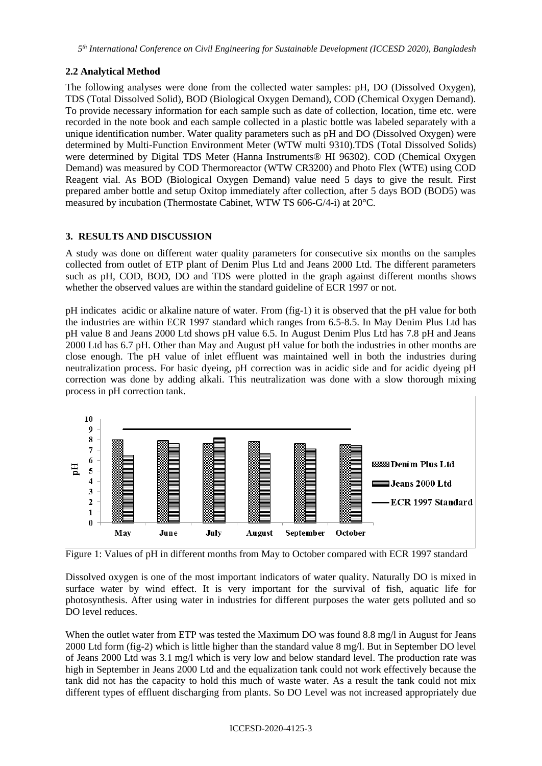### 2.2 Analytical Method

The following analyses were done from the collected water samples: pH, DO (Dissolved Oxygen), TDS (Total Dissolved Solid), BOD (Biological Oxygen Demand), COD (Chemical Oxygen Demand). To provide necessary information for each sample such as date of collection, location, time etc. were recorded in the note book and each sample collected in a plastic bottle was labeled separately with a unique identification number. Water quality parameters such as pH and DO (Dissolved Oxygen) were determined by Multi-Function Environment Meter (WTW multi 9310).TDS (Total Dissolved Solids) were determined by Digital TDS Meter (Hanna Instruments® HI 96302). COD (Chemical Oxygen Demand) was measured by COD Thermoreactor (WTW CR3200) and Photo Flex (WTE) using COD Reagent vial. As BOD (Biological Oxygen Demand) value need 5 days to give the result. First prepared amber bottle and setup Oxitop immediately after collection, after 5 days BOD (BOD5) was measured by incubation (Thermostate Cabinet, WTW TS 606-G/4-i) at 20°C.

## 3. RESULTS AND DISCUSSION

A study was done on different water quality parameters for consecutive six months on the samples collected from outlet of ETP plant of Denim Plus Ltd and Jeans 2000 Ltd. The different parameters such as pH, COD, BOD, DO and TDS were plotted in the graph against different months shows whether the observed values are within the standard guideline of ECR 1997 or not.

pH indicates acidic or alkaline nature of water. From (fig-1) it is observed that the pH value for both the industries are within ECR 1997 standard which ranges from 6.5-8.5. In May Denim Plus Ltd has pH value 8 and Jeans 2000 Ltd shows pH value 6.5. In August Denim Plus Ltd has 7.8 pH and Jeans 2000 Ltd has 6.7 pH. Other than May and August pH value for both the industries in other months are close enough. The pH value of inlet effluent was maintained well in both the industries during neutralization process. For basic dyeing, pH correction was in acidic side and for acidic dyeing pH correction was done by adding alkali. This neutralization was done with a slow thorough mixing process in pH correction tank.

Figure 1: Values of pH in different months from May to October compared with ECR 1997 standard

Dissolved oxygen is one of the most important indicators of water quality. Naturally DO is mixed in surface water by wind effect. It is very important for the survival of fish, aquatic life for photosynthesis. After using water in industries for different purposes the water gets polluted and so DO level reduces.

When the outlet water from ETP was tested the Maximum DO was found 8.8 mg/l in August for Jeans 2000 Ltd form (fig-2) which is little higher than the standard value 8 mg/l. But in September DO level of Jeans 2000 Ltd was 3.1 mg/l which is very low and below standard level. The production rate was high in September in Jeans 2000 Ltd and the equalization tank could not work effectively because the tank did not has the capacity to hold this much of waste water. As a result the tank could not mix different types of effluent discharging from plants. So DO Level was not increased appropriately due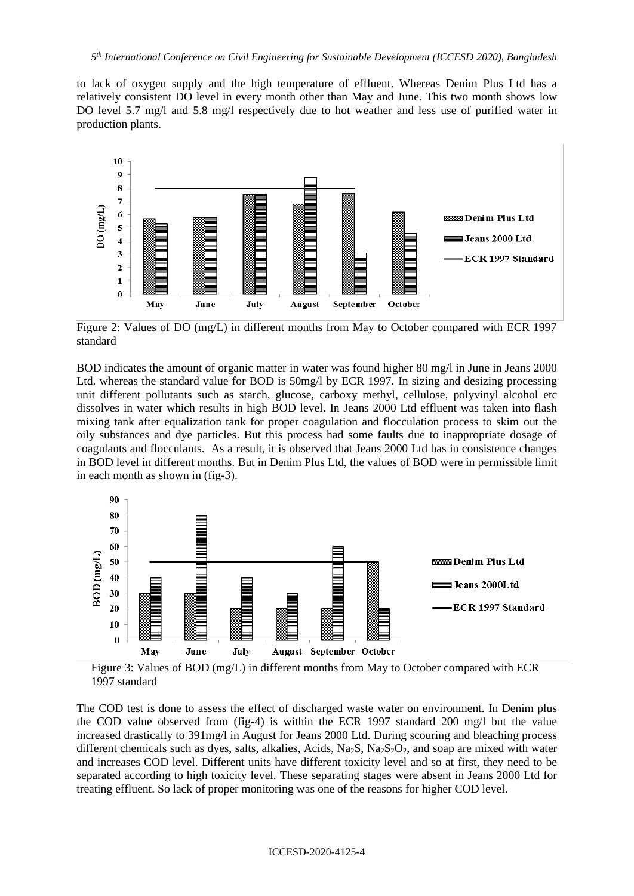to lack of oxygen supply and the high temperature of effluent. Whereas Denim Plus Ltd has a relatively consistent DO level in every month other than May and June. This two month shows low DO level 5.7 mg/l and 5.8 mg/l respectively due to hot weather and less use of purified water in production plants.

Figure 2: Values of DO (mg/L) in different months from May to October compared with ECR 1997 standard

BOD indicates the amount of organic matter in water was found higher 80 mg/l in June in Jeans 2000 Ltd. whereas the standard value for BOD is 50mg/l by ECR 1997. In sizing and desizing processing unit different pollutants such as starch, glucose, carboxy methyl, cellulose, polyvinyl alcohol etc dissolves in water which results in high BOD level. In Jeans 2000 Ltd effluent was taken into flash mixing tank after equalization tank for proper coagulation and flocculation process to skim out the oily substances and dye particles. But this process had some faults due to inappropriate dosage of coagulants and flocculants. As a result, it is observed that Jeans 2000 Ltd has in consistence changes in BOD level in different months. But in Denim Plus Ltd, the values of BOD were in permissible limit in each month as shown in (fig-3).

Figure 3: Values of BOD (mg/L) in different months from May to October compared with ECR 1997 standard

The COD test is done to assess the effect of discharged waste water on environment. In Denim plus the COD value observed from (fig-4) is within the ECR 1997 standard 200 mg/l but the value increased drastically to 391mg/l in August for Jeans 2000 Ltd. During scouring and bleaching process different chemicals such as dyes, salts, alkalies, Acids, $Na_2S$, $Na_2S_2O_2$, and soap are mixed with water and increases COD level. Different units have different toxicity level and so at first, they need to be separated according to high toxicity level. These separating stages were absent in Jeans 2000 Ltd for treating effluent. So lack of proper monitoring was one of the reasons for higher COD level.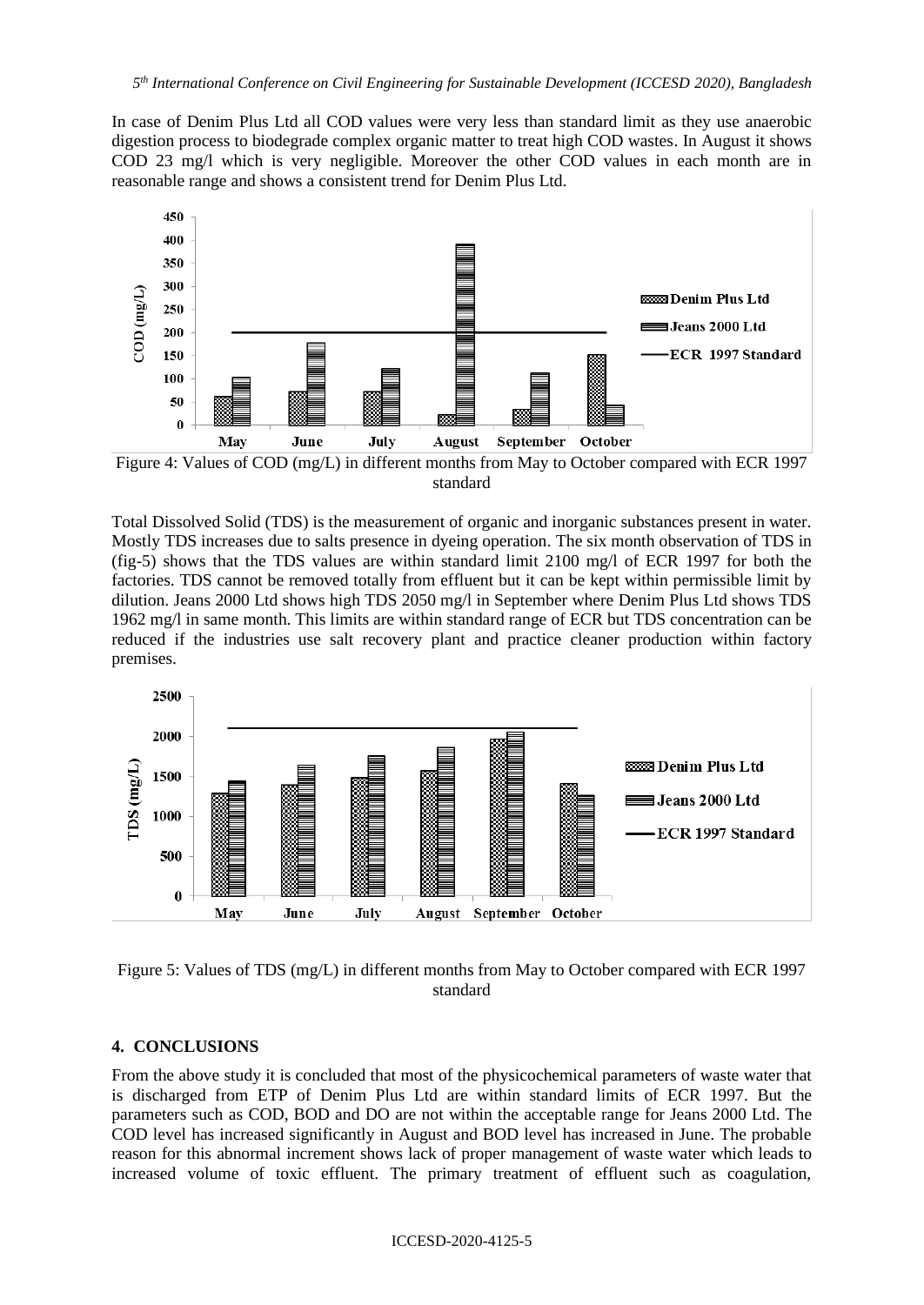In case of Denim Plus Ltd all COD values were very less than standard limit as they use anaerobic digestion process to biodegrade complex organic matter to treat high COD wastes. In August it shows COD 23 mg/l which is very negligible. Moreover the other COD values in each month are in reasonable range and shows a consistent trend for Denim Plus Ltd.

Figure 4: Values of COD (mg/L) in different months from May to October compared with ECR 1997 standard

Total Dissolved Solid (TDS) is the measurement of organic and inorganic substances present in water. Mostly TDS increases due to salts presence in dyeing operation. The six month observation of TDS in (fig-5) shows that the TDS values are within standard limit 2100 mg/l of ECR 1997 for both the factories. TDS cannot be removed totally from effluent but it can be kept within permissible limit by dilution. Jeans 2000 Ltd shows high TDS 2050 mg/l in September where Denim Plus Ltd shows TDS 1962 mg/l in same month. This limits are within standard range of ECR but TDS concentration can be reduced if the industries use salt recovery plant and practice cleaner production within factory premises.

Figure 5: Values of TDS (mg/L) in different months from May to October compared with ECR 1997 standard

## 4. CONCLUSIONS

From the above study it is concluded that most of the physicochemical parameters of waste water that is discharged from ETP of Denim Plus Ltd are within standard limits of ECR 1997. But the parameters such as COD, BOD and DO are not within the acceptable range for Jeans 2000 Ltd. The COD level has increased significantly in August and BOD level has increased in June. The probable reason for this abnormal increment shows lack of proper management of waste water which leads to increased volume of toxic effluent. The primary treatment of effluent such as coagulation,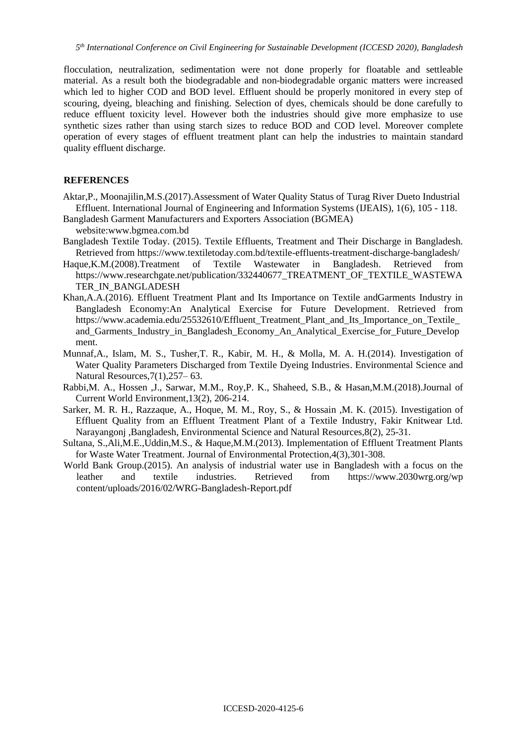flocculation, neutralization, sedimentation were not done properly for floatable and settleable material. As a result both the biodegradable and non-biodegradable organic matters were increased which led to higher COD and BOD level. Effluent should be properly monitored in every step of scouring, dyeing, bleaching and finishing. Selection of dyes, chemicals should be done carefully to reduce effluent toxicity level. However both the industries should give more emphasize to use synthetic sizes rather than using starch sizes to reduce BOD and COD level. Moreover complete operation of every stages of effluent treatment plant can help the industries to maintain standard quality effluent discharge.

## REFERENCES

Aktar,P., Moonajilin,M.S.(2017).Assessment of Water Quality Status of Turag River Dueto Industrial Effluent. International Journal of Engineering and Information Systems (IJEAIS), 1(6), 105 - 118.

Bangladesh Garment Manufacturers and Exporters Association (BGMEA) website:www.bgmea.com.bd

Bangladesh Textile Today. (2015). Textile Effluents, Treatment and Their Discharge in Bangladesh. Retrieved from https://www.textiletoday.com.bd/textile-effluents-treatment-discharge-bangladesh/

Haque,K.M.(2008).Treatment of Textile Wastewater in Bangladesh. Retrieved from https://www.researchgate.net/publication/332440677_TREATMENT_OF_TEXTILE_WASTEWATER_IN_BANGLADESH

Khan,A.A.(2016). Effluent Treatment Plant and Its Importance on Textile andGarments Industry in Bangladesh Economy:An Analytical Exercise for Future Development. Retrieved from https://www.academia.edu/25532610/Effluent_Treatment_Plant_and_Its_Importance_on_Textile_and_Garments_Industry_in_Bangladesh_Economy_An_Analytical_Exercise_for_Future_Development.

Munnaf,A., Islam, M. S., Tusher,T. R., Kabir, M. H., & Molla, M. A. H.(2014). Investigation of Water Quality Parameters Discharged from Textile Dyeing Industries. Environmental Science and Natural Resources,7(1),257– 63.

Rabbi,M. A., Hossen ,J., Sarwar, M.M., Roy,P. K., Shaheed, S.B., & Hasan,M.M.(2018).Journal of Current World Environment,13(2), 206-214.

Sarker, M. R. H., Razzaque, A., Hoque, M. M., Roy, S., & Hossain ,M. K. (2015). Investigation of Effluent Quality from an Effluent Treatment Plant of a Textile Industry, Fakir Knitwear Ltd. Narayangonj ,Bangladesh, Environmental Science and Natural Resources,8(2), 25-31.

Sultana, S.,Ali,M.E.,Uddin,M.S., & Haque,M.M.(2013). Implementation of Effluent Treatment Plants for Waste Water Treatment. Journal of Environmental Protection,4(3),301-308.

World Bank Group.(2015). An analysis of industrial water use in Bangladesh with a focus on the leather and textile industries. Retrieved from https://www.2030wrg.org/wp content/uploads/2016/02/WRG-Bangladesh-Report.pdf